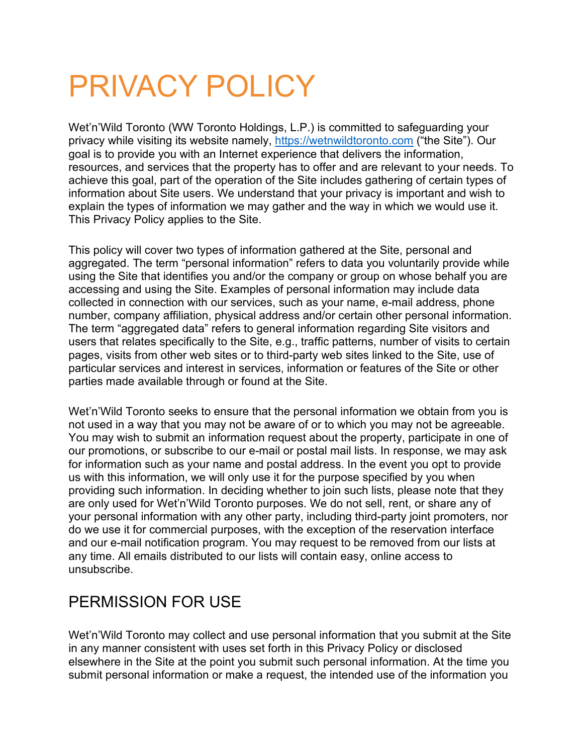# PRIVACY POLICY

Wet'n'Wild Toronto (WW Toronto Holdings, L.P.) is committed to safeguarding your privacy while visiting its website namely, [https://wetnwildtoronto.com](https://wetnwildtoronto.com) ("the Site"). Our goal is to provide you with an Internet experience that delivers the information, resources, and services that the property has to offer and are relevant to your needs. To achieve this goal, part of the operation of the Site includes gathering of certain types of information about Site users. We understand that your privacy is important and wish to explain the types of information we may gather and the way in which we would use it. This Privacy Policy applies to the Site.

This policy will cover two types of information gathered at the Site, personal and aggregated. The term "personal information" refers to data you voluntarily provide while using the Site that identifies you and/or the company or group on whose behalf you are accessing and using the Site. Examples of personal information may include data collected in connection with our services, such as your name, e-mail address, phone number, company affiliation, physical address and/or certain other personal information. The term "aggregated data" refers to general information regarding Site visitors and users that relates specifically to the Site, e.g., traffic patterns, number of visits to certain pages, visits from other web sites or to third-party web sites linked to the Site, use of particular services and interest in services, information or features of the Site or other parties made available through or found at the Site.

Wet'n'Wild Toronto seeks to ensure that the personal information we obtain from you is not used in a way that you may not be aware of or to which you may not be agreeable. You may wish to submit an information request about the property, participate in one of our promotions, or subscribe to our e-mail or postal mail lists. In response, we may ask for information such as your name and postal address. In the event you opt to provide us with this information, we will only use it for the purpose specified by you when providing such information. In deciding whether to join such lists, please note that they are only used for Wet'n'Wild Toronto purposes. We do not sell, rent, or share any of your personal information with any other party, including third-party joint promoters, nor do we use it for commercial purposes, with the exception of the reservation interface and our e-mail notification program. You may request to be removed from our lists at any time. All emails distributed to our lists will contain easy, online access to unsubscribe.

## PERMISSION FOR USE

Wet'n'Wild Toronto may collect and use personal information that you submit at the Site in any manner consistent with uses set forth in this Privacy Policy or disclosed elsewhere in the Site at the point you submit such personal information. At the time you submit personal information or make a request, the intended use of the information you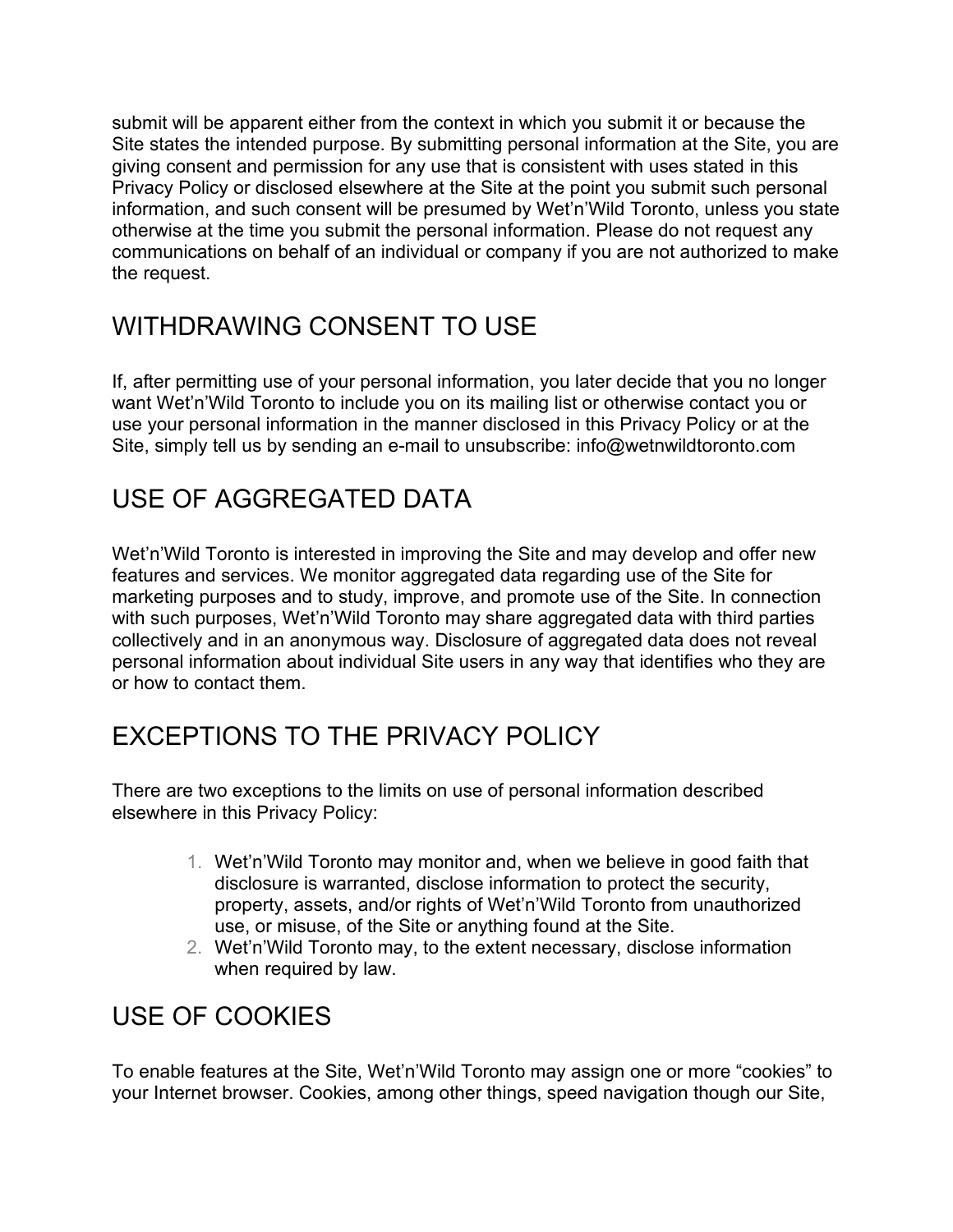submit will be apparent either from the context in which you submit it or because the Site states the intended purpose. By submitting personal information at the Site, you are giving consent and permission for any use that is consistent with uses stated in this Privacy Policy or disclosed elsewhere at the Site at the point you submit such personal information, and such consent will be presumed by Wet'n'Wild Toronto, unless you state otherwise at the time you submit the personal information. Please do not request any communications on behalf of an individual or company if you are not authorized to make the request.

## WITHDRAWING CONSENT TO USE

If, after permitting use of your personal information, you later decide that you no longer want Wet'n'Wild Toronto to include you on its mailing list or otherwise contact you or use your personal information in the manner disclosed in this Privacy Policy or at the Site, simply tell us by sending an e-mail to unsubscribe: info@wetnwildtoronto.com

## USE OF AGGREGATED DATA

Wet'n'Wild Toronto is interested in improving the Site and may develop and offer new features and services. We monitor aggregated data regarding use of the Site for marketing purposes and to study, improve, and promote use of the Site. In connection with such purposes, Wet'n'Wild Toronto may share aggregated data with third parties collectively and in an anonymous way. Disclosure of aggregated data does not reveal personal information about individual Site users in any way that identifies who they are or how to contact them.

## EXCEPTIONS TO THE PRIVACY POLICY

There are two exceptions to the limits on use of personal information described elsewhere in this Privacy Policy:

1. Wet'n'Wild Toronto may monitor and, when we believe in good faith that disclosure is warranted, disclose information to protect the security, property, assets, and/or rights of Wet'n'Wild Toronto from unauthorized use, or misuse, of the Site or anything found at the Site.
2. Wet'n'Wild Toronto may, to the extent necessary, disclose information when required by law.

## USE OF COOKIES

To enable features at the Site, Wet'n'Wild Toronto may assign one or more "cookies" to your Internet browser. Cookies, among other things, speed navigation though our Site,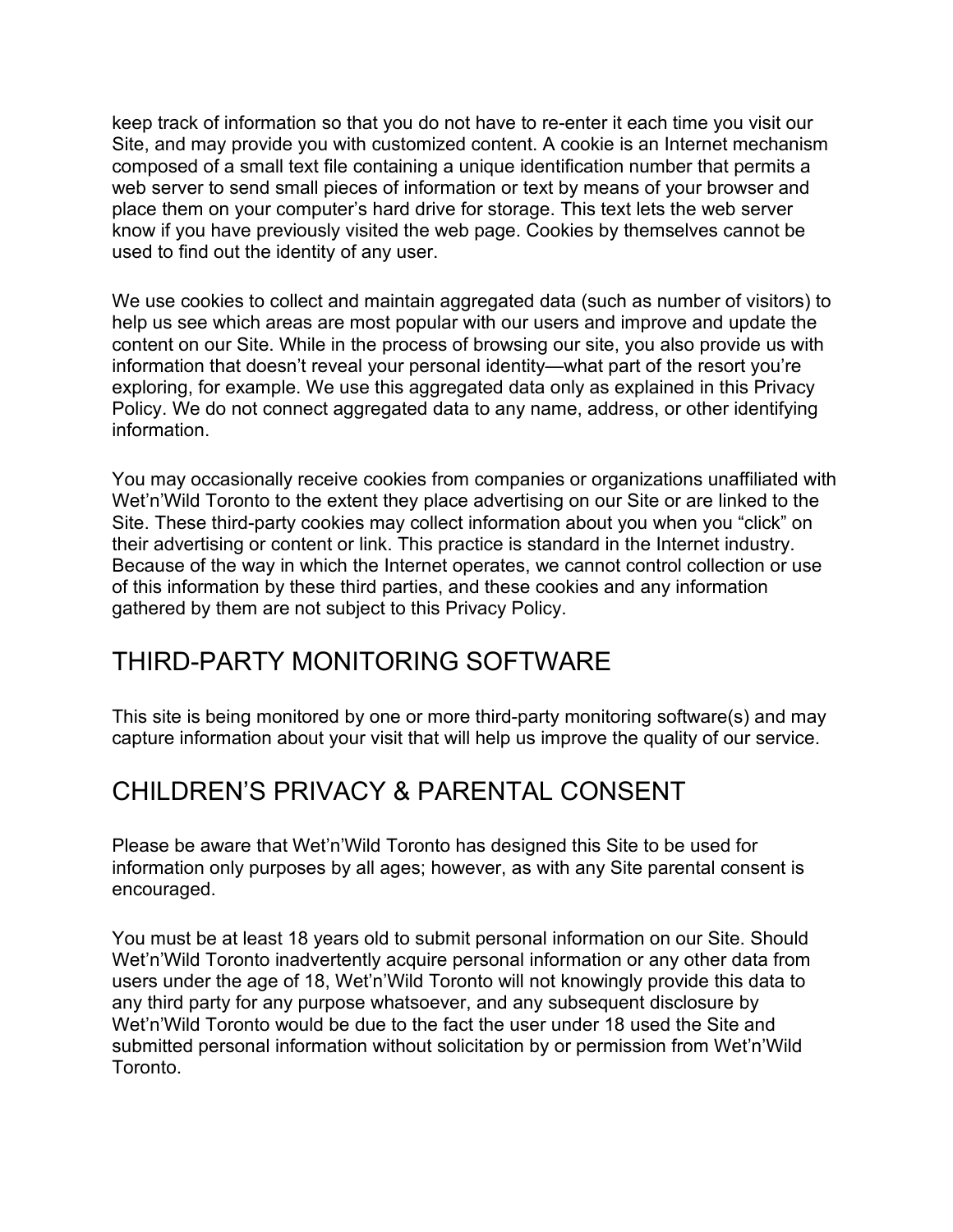keep track of information so that you do not have to re-enter it each time you visit our Site, and may provide you with customized content. A cookie is an Internet mechanism composed of a small text file containing a unique identification number that permits a web server to send small pieces of information or text by means of your browser and place them on your computer's hard drive for storage. This text lets the web server know if you have previously visited the web page. Cookies by themselves cannot be used to find out the identity of any user.

We use cookies to collect and maintain aggregated data (such as number of visitors) to help us see which areas are most popular with our users and improve and update the content on our Site. While in the process of browsing our site, you also provide us with information that doesn't reveal your personal identity—what part of the resort you're exploring, for example. We use this aggregated data only as explained in this Privacy Policy. We do not connect aggregated data to any name, address, or other identifying information.

You may occasionally receive cookies from companies or organizations unaffiliated with Wet'n'Wild Toronto to the extent they place advertising on our Site or are linked to the Site. These third-party cookies may collect information about you when you "click" on their advertising or content or link. This practice is standard in the Internet industry. Because of the way in which the Internet operates, we cannot control collection or use of this information by these third parties, and these cookies and any information gathered by them are not subject to this Privacy Policy.

## THIRD-PARTY MONITORING SOFTWARE

This site is being monitored by one or more third-party monitoring software(s) and may capture information about your visit that will help us improve the quality of our service.

## CHILDREN'S PRIVACY & PARENTAL CONSENT

Please be aware that Wet'n'Wild Toronto has designed this Site to be used for information only purposes by all ages; however, as with any Site parental consent is encouraged.

You must be at least 18 years old to submit personal information on our Site. Should Wet'n'Wild Toronto inadvertently acquire personal information or any other data from users under the age of 18, Wet'n'Wild Toronto will not knowingly provide this data to any third party for any purpose whatsoever, and any subsequent disclosure by Wet'n'Wild Toronto would be due to the fact the user under 18 used the Site and submitted personal information without solicitation by or permission from Wet'n'Wild Toronto.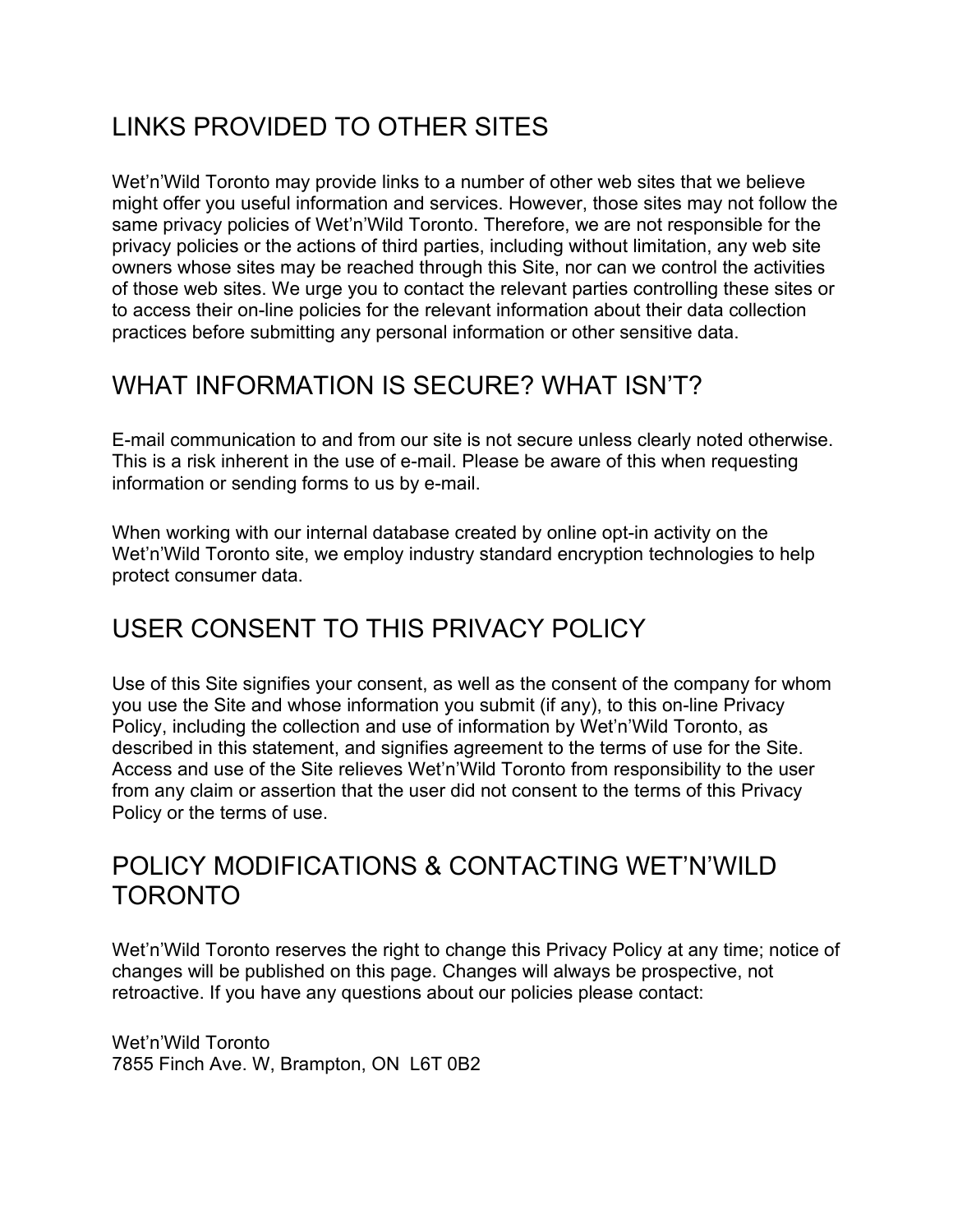## LINKS PROVIDED TO OTHER SITES

Wet’n’Wild Toronto may provide links to a number of other web sites that we believe might offer you useful information and services. However, those sites may not follow the same privacy policies of Wet’n’Wild Toronto. Therefore, we are not responsible for the privacy policies or the actions of third parties, including without limitation, any web site owners whose sites may be reached through this Site, nor can we control the activities of those web sites. We urge you to contact the relevant parties controlling these sites or to access their on-line policies for the relevant information about their data collection practices before submitting any personal information or other sensitive data.

## WHAT INFORMATION IS SECURE? WHAT ISN’T?

E-mail communication to and from our site is not secure unless clearly noted otherwise. This is a risk inherent in the use of e-mail. Please be aware of this when requesting information or sending forms to us by e-mail.

When working with our internal database created by online opt-in activity on the Wet’n’Wild Toronto site, we employ industry standard encryption technologies to help protect consumer data.

## USER CONSENT TO THIS PRIVACY POLICY

Use of this Site signifies your consent, as well as the consent of the company for whom you use the Site and whose information you submit (if any), to this on-line Privacy Policy, including the collection and use of information by Wet’n’Wild Toronto, as described in this statement, and signifies agreement to the terms of use for the Site. Access and use of the Site relieves Wet’n’Wild Toronto from responsibility to the user from any claim or assertion that the user did not consent to the terms of this Privacy Policy or the terms of use.

## POLICY MODIFICATIONS & CONTACTING WET’N’WILD TORONTO

Wet’n’Wild Toronto reserves the right to change this Privacy Policy at any time; notice of changes will be published on this page. Changes will always be prospective, not retroactive. If you have any questions about our policies please contact:

Wet’n’Wild Toronto
7855 Finch Ave. W, Brampton, ON  L6T 0B2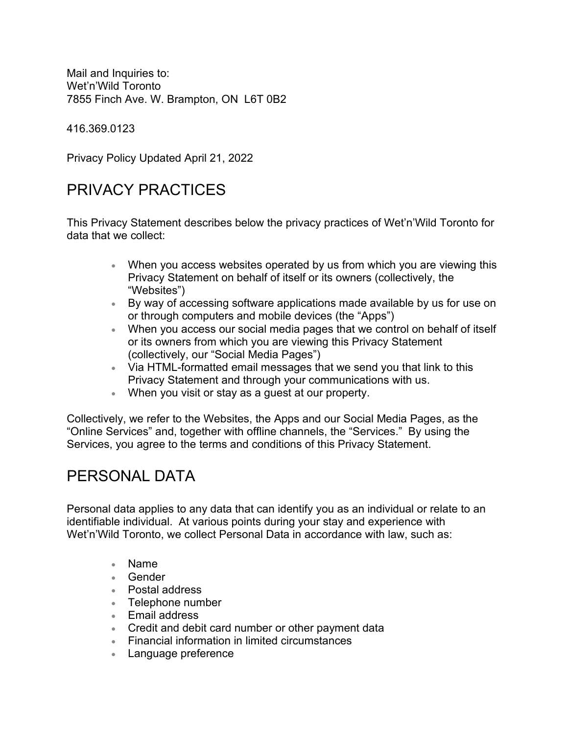Mail and Inquiries to:
Wet'n'Wild Toronto
7855 Finch Ave. W. Brampton, ON  L6T 0B2

416.369.0123

Privacy Policy Updated April 21, 2022

## PRIVACY PRACTICES

This Privacy Statement describes below the privacy practices of Wet'n'Wild Toronto for data that we collect:

- When you access websites operated by us from which you are viewing this Privacy Statement on behalf of itself or its owners (collectively, the "Websites")
- By way of accessing software applications made available by us for use on or through computers and mobile devices (the "Apps")
- When you access our social media pages that we control on behalf of itself or its owners from which you are viewing this Privacy Statement (collectively, our "Social Media Pages")
- Via HTML-formatted email messages that we send you that link to this Privacy Statement and through your communications with us.
- When you visit or stay as a guest at our property.

Collectively, we refer to the Websites, the Apps and our Social Media Pages, as the "Online Services" and, together with offline channels, the "Services." By using the Services, you agree to the terms and conditions of this Privacy Statement.

## PERSONAL DATA

Personal data applies to any data that can identify you as an individual or relate to an identifiable individual. At various points during your stay and experience with Wet'n'Wild Toronto, we collect Personal Data in accordance with law, such as:

- Name
- Gender
- Postal address
- Telephone number
- Email address
- Credit and debit card number or other payment data
- Financial information in limited circumstances
- Language preference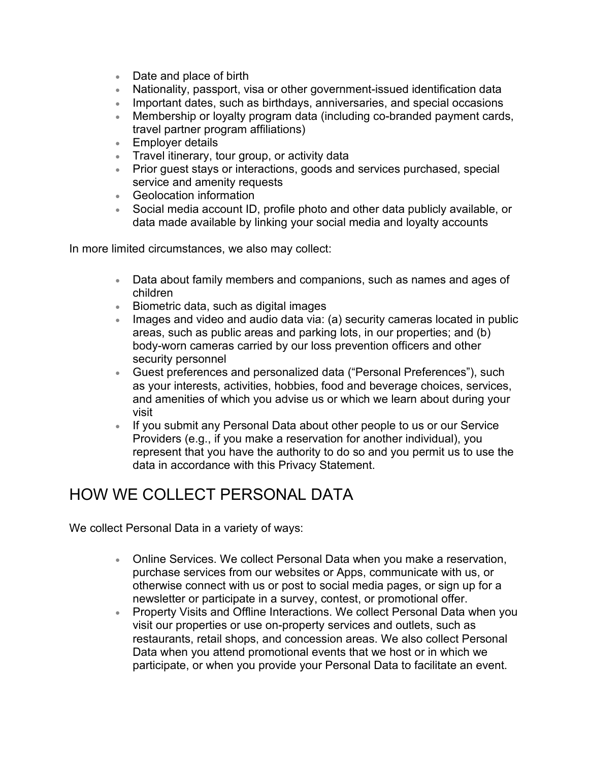- Date and place of birth
- Nationality, passport, visa or other government-issued identification data
- Important dates, such as birthdays, anniversaries, and special occasions
- Membership or loyalty program data (including co-branded payment cards, travel partner program affiliations)
- Employer details
- Travel itinerary, tour group, or activity data
- Prior guest stays or interactions, goods and services purchased, special service and amenity requests
- Geolocation information
- Social media account ID, profile photo and other data publicly available, or data made available by linking your social media and loyalty accounts

In more limited circumstances, we also may collect:

- Data about family members and companions, such as names and ages of children
- Biometric data, such as digital images
- Images and video and audio data via: (a) security cameras located in public areas, such as public areas and parking lots, in our properties; and (b) body-worn cameras carried by our loss prevention officers and other security personnel
- Guest preferences and personalized data ("Personal Preferences"), such as your interests, activities, hobbies, food and beverage choices, services, and amenities of which you advise us or which we learn about during your visit
- If you submit any Personal Data about other people to us or our Service Providers (e.g., if you make a reservation for another individual), you represent that you have the authority to do so and you permit us to use the data in accordance with this Privacy Statement.

# HOW WE COLLECT PERSONAL DATA

We collect Personal Data in a variety of ways:

- Online Services. We collect Personal Data when you make a reservation, purchase services from our websites or Apps, communicate with us, or otherwise connect with us or post to social media pages, or sign up for a newsletter or participate in a survey, contest, or promotional offer.
- Property Visits and Offline Interactions. We collect Personal Data when you visit our properties or use on-property services and outlets, such as restaurants, retail shops, and concession areas. We also collect Personal Data when you attend promotional events that we host or in which we participate, or when you provide your Personal Data to facilitate an event.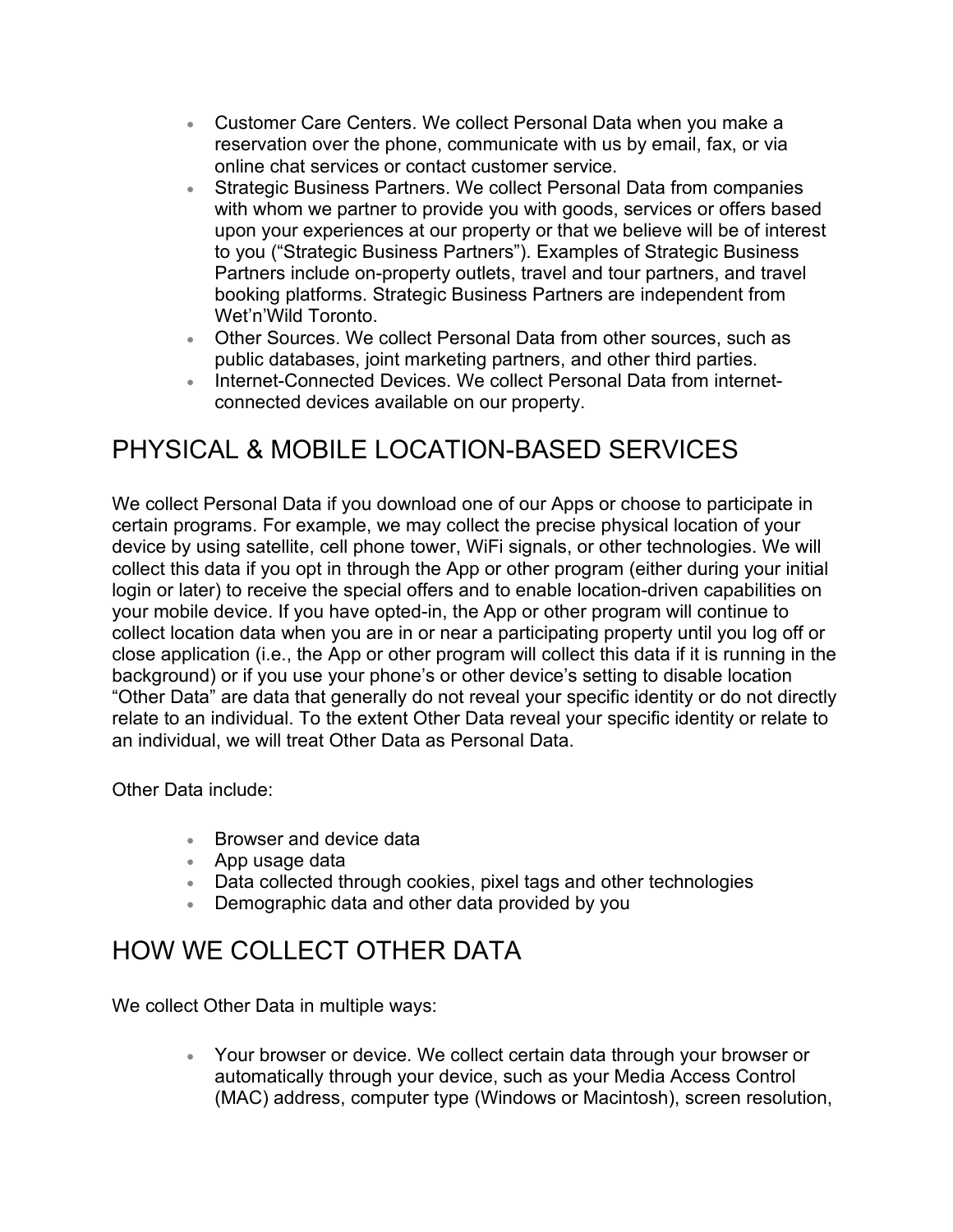- Customer Care Centers. We collect Personal Data when you make a reservation over the phone, communicate with us by email, fax, or via online chat services or contact customer service.
- Strategic Business Partners. We collect Personal Data from companies with whom we partner to provide you with goods, services or offers based upon your experiences at our property or that we believe will be of interest to you ("Strategic Business Partners"). Examples of Strategic Business Partners include on-property outlets, travel and tour partners, and travel booking platforms. Strategic Business Partners are independent from Wet'n'Wild Toronto.
- Other Sources. We collect Personal Data from other sources, such as public databases, joint marketing partners, and other third parties.
- Internet-Connected Devices. We collect Personal Data from internet-connected devices available on our property.

## PHYSICAL & MOBILE LOCATION-BASED SERVICES

We collect Personal Data if you download one of our Apps or choose to participate in certain programs. For example, we may collect the precise physical location of your device by using satellite, cell phone tower, WiFi signals, or other technologies. We will collect this data if you opt in through the App or other program (either during your initial login or later) to receive the special offers and to enable location-driven capabilities on your mobile device. If you have opted-in, the App or other program will continue to collect location data when you are in or near a participating property until you log off or close application (i.e., the App or other program will collect this data if it is running in the background) or if you use your phone's or other device's setting to disable location "Other Data" are data that generally do not reveal your specific identity or do not directly relate to an individual. To the extent Other Data reveal your specific identity or relate to an individual, we will treat Other Data as Personal Data.

Other Data include:

- Browser and device data
- App usage data
- Data collected through cookies, pixel tags and other technologies
- Demographic data and other data provided by you

## HOW WE COLLECT OTHER DATA

We collect Other Data in multiple ways:

- Your browser or device. We collect certain data through your browser or automatically through your device, such as your Media Access Control (MAC) address, computer type (Windows or Macintosh), screen resolution,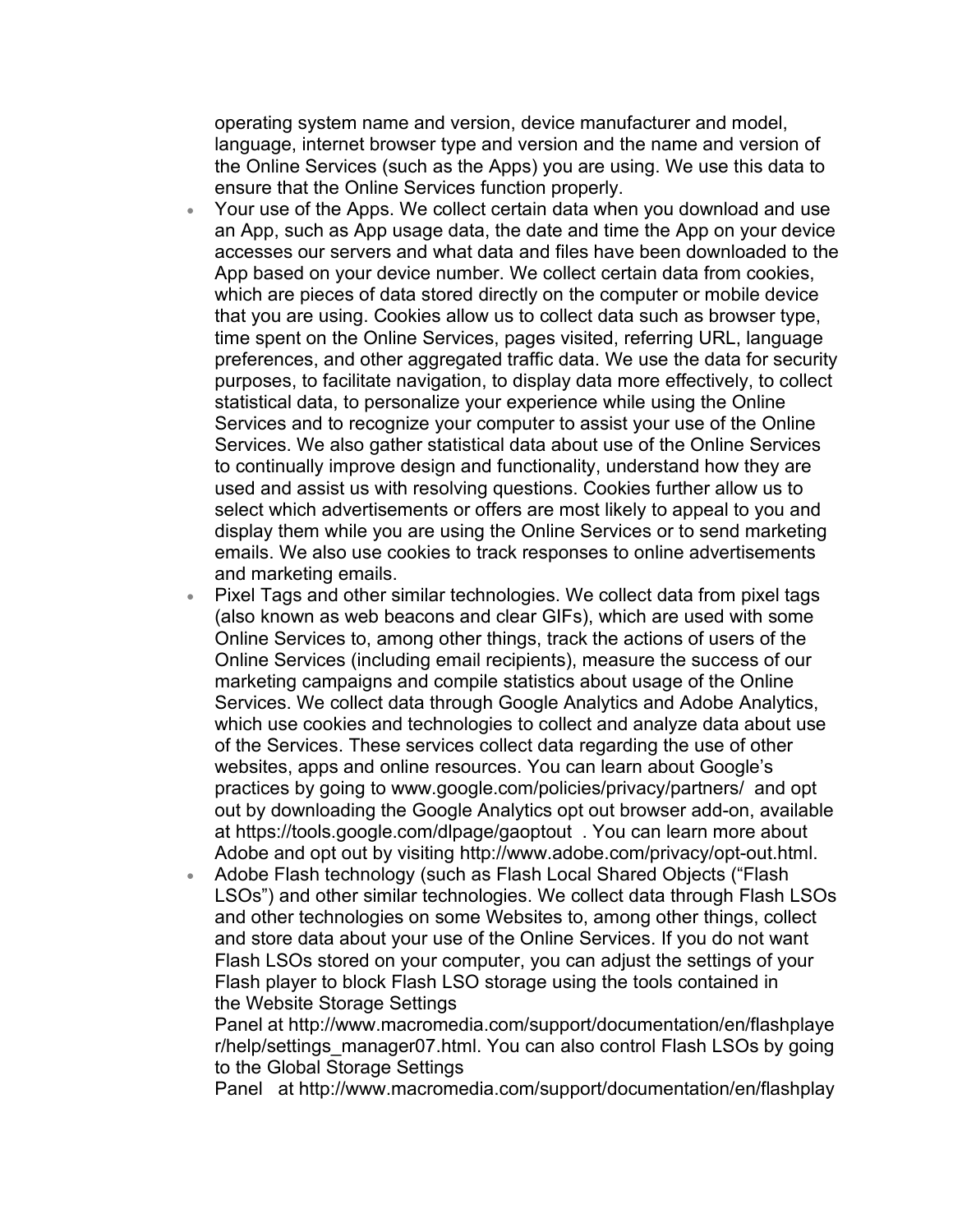operating system name and version, device manufacturer and model, language, internet browser type and version and the name and version of the Online Services (such as the Apps) you are using. We use this data to ensure that the Online Services function properly.

- Your use of the Apps. We collect certain data when you download and use an App, such as App usage data, the date and time the App on your device accesses our servers and what data and files have been downloaded to the App based on your device number. We collect certain data from cookies, which are pieces of data stored directly on the computer or mobile device that you are using. Cookies allow us to collect data such as browser type, time spent on the Online Services, pages visited, referring URL, language preferences, and other aggregated traffic data. We use the data for security purposes, to facilitate navigation, to display data more effectively, to collect statistical data, to personalize your experience while using the Online Services and to recognize your computer to assist your use of the Online Services. We also gather statistical data about use of the Online Services to continually improve design and functionality, understand how they are used and assist us with resolving questions. Cookies further allow us to select which advertisements or offers are most likely to appeal to you and display them while you are using the Online Services or to send marketing emails. We also use cookies to track responses to online advertisements and marketing emails.
- Pixel Tags and other similar technologies. We collect data from pixel tags (also known as web beacons and clear GIFs), which are used with some Online Services to, among other things, track the actions of users of the Online Services (including email recipients), measure the success of our marketing campaigns and compile statistics about usage of the Online Services. We collect data through Google Analytics and Adobe Analytics, which use cookies and technologies to collect and analyze data about use of the Services. These services collect data regarding the use of other websites, apps and online resources. You can learn about Google's practices by going to www.google.com/policies/privacy/partners/ and opt out by downloading the Google Analytics opt out browser add-on, available at https://tools.google.com/dlpage/gaoptout . You can learn more about Adobe and opt out by visiting http://www.adobe.com/privacy/opt-out.html.
- Adobe Flash technology (such as Flash Local Shared Objects ("Flash LSOs") and other similar technologies. We collect data through Flash LSOs and other technologies on some Websites to, among other things, collect and store data about your use of the Online Services. If you do not want Flash LSOs stored on your computer, you can adjust the settings of your Flash player to block Flash LSO storage using the tools contained in the Website Storage Settings Panel at http://www.macromedia.com/support/documentation/en/flashplayer/help/settings_manager07.html. You can also control Flash LSOs by going to the Global Storage Settings Panel at http://www.macromedia.com/support/documentation/en/flashplay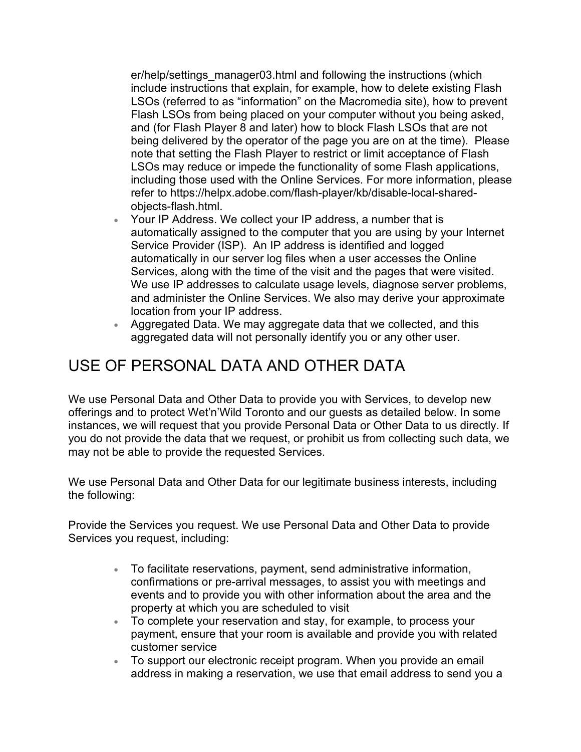er/help/settings_manager03.html and following the instructions (which include instructions that explain, for example, how to delete existing Flash LSOs (referred to as "information" on the Macromedia site), how to prevent Flash LSOs from being placed on your computer without you being asked, and (for Flash Player 8 and later) how to block Flash LSOs that are not being delivered by the operator of the page you are on at the time). Please note that setting the Flash Player to restrict or limit acceptance of Flash LSOs may reduce or impede the functionality of some Flash applications, including those used with the Online Services. For more information, please refer to https://helpx.adobe.com/flash-player/kb/disable-local-shared-objects-flash.html.

- Your IP Address. We collect your IP address, a number that is automatically assigned to the computer that you are using by your Internet Service Provider (ISP). An IP address is identified and logged automatically in our server log files when a user accesses the Online Services, along with the time of the visit and the pages that were visited. We use IP addresses to calculate usage levels, diagnose server problems, and administer the Online Services. We also may derive your approximate location from your IP address.
- Aggregated Data. We may aggregate data that we collected, and this aggregated data will not personally identify you or any other user.

## USE OF PERSONAL DATA AND OTHER DATA

We use Personal Data and Other Data to provide you with Services, to develop new offerings and to protect Wet'n'Wild Toronto and our guests as detailed below. In some instances, we will request that you provide Personal Data or Other Data to us directly. If you do not provide the data that we request, or prohibit us from collecting such data, we may not be able to provide the requested Services.

We use Personal Data and Other Data for our legitimate business interests, including the following:

Provide the Services you request. We use Personal Data and Other Data to provide Services you request, including:

- To facilitate reservations, payment, send administrative information, confirmations or pre-arrival messages, to assist you with meetings and events and to provide you with other information about the area and the property at which you are scheduled to visit
- To complete your reservation and stay, for example, to process your payment, ensure that your room is available and provide you with related customer service
- To support our electronic receipt program. When you provide an email address in making a reservation, we use that email address to send you a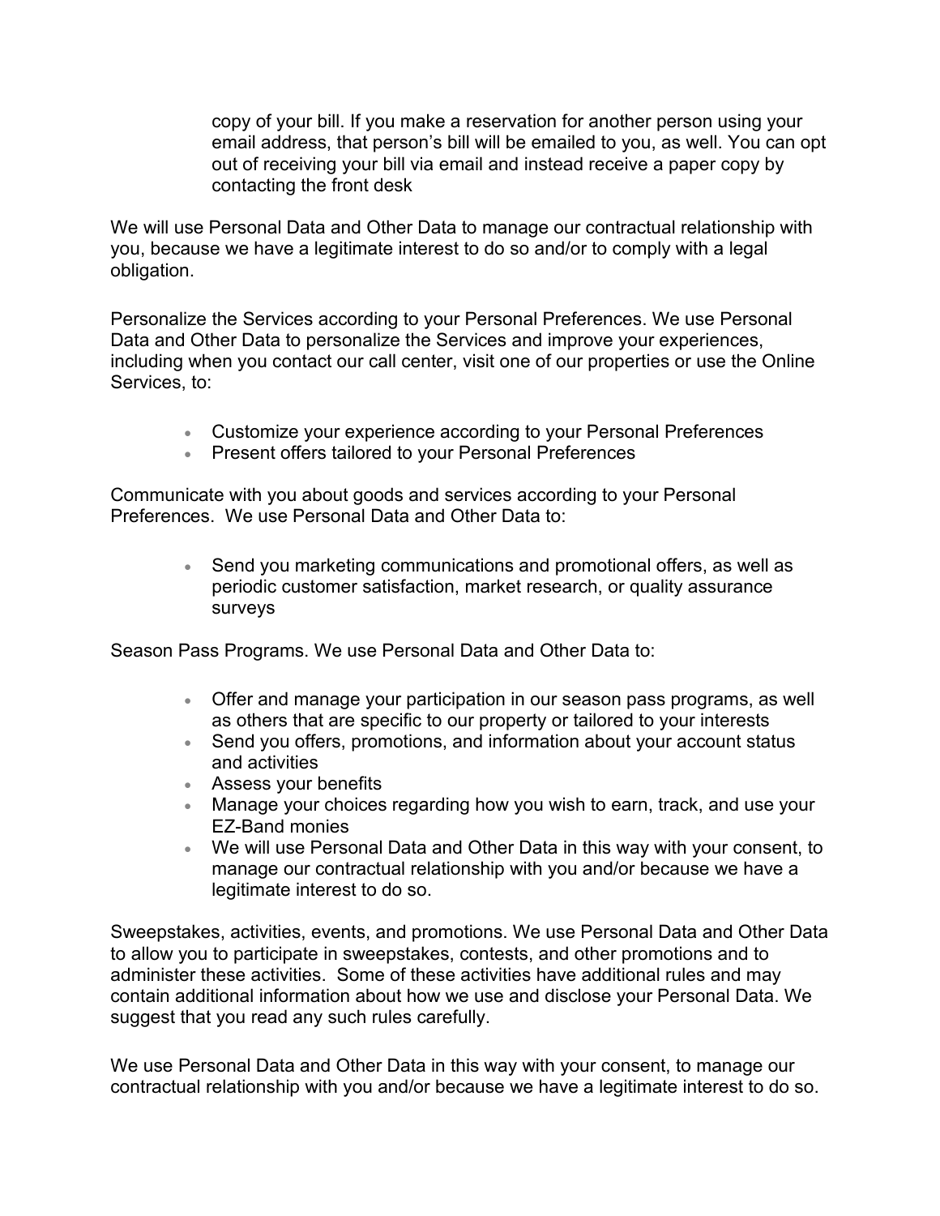copy of your bill. If you make a reservation for another person using your email address, that person's bill will be emailed to you, as well. You can opt out of receiving your bill via email and instead receive a paper copy by contacting the front desk

We will use Personal Data and Other Data to manage our contractual relationship with you, because we have a legitimate interest to do so and/or to comply with a legal obligation.

Personalize the Services according to your Personal Preferences. We use Personal Data and Other Data to personalize the Services and improve your experiences, including when you contact our call center, visit one of our properties or use the Online Services, to:

- Customize your experience according to your Personal Preferences
- Present offers tailored to your Personal Preferences

Communicate with you about goods and services according to your Personal Preferences. We use Personal Data and Other Data to:

- Send you marketing communications and promotional offers, as well as periodic customer satisfaction, market research, or quality assurance surveys

Season Pass Programs. We use Personal Data and Other Data to:

- Offer and manage your participation in our season pass programs, as well as others that are specific to our property or tailored to your interests
- Send you offers, promotions, and information about your account status and activities
- Assess your benefits
- Manage your choices regarding how you wish to earn, track, and use your EZ-Band monies
- We will use Personal Data and Other Data in this way with your consent, to manage our contractual relationship with you and/or because we have a legitimate interest to do so.

Sweepstakes, activities, events, and promotions. We use Personal Data and Other Data to allow you to participate in sweepstakes, contests, and other promotions and to administer these activities. Some of these activities have additional rules and may contain additional information about how we use and disclose your Personal Data. We suggest that you read any such rules carefully.

We use Personal Data and Other Data in this way with your consent, to manage our contractual relationship with you and/or because we have a legitimate interest to do so.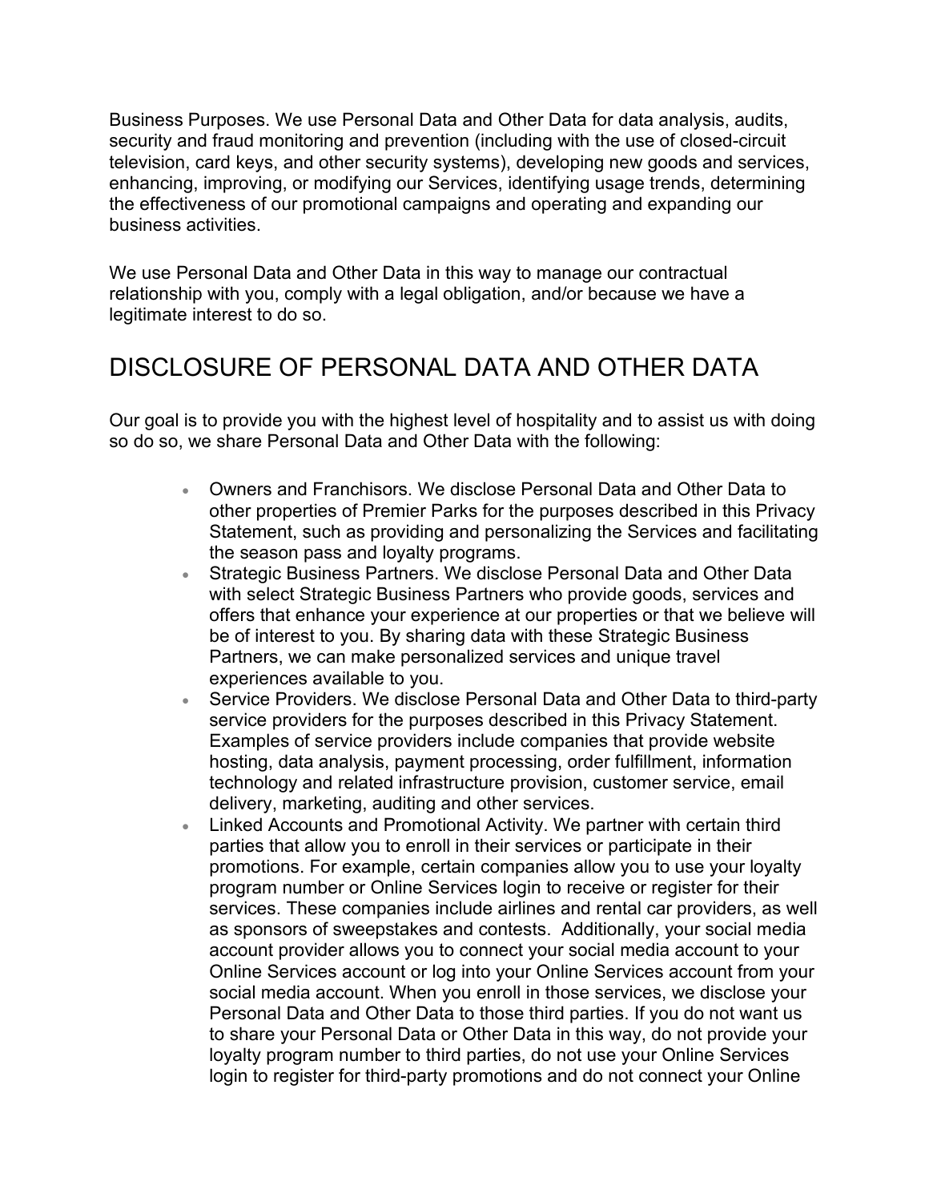Business Purposes. We use Personal Data and Other Data for data analysis, audits, security and fraud monitoring and prevention (including with the use of closed-circuit television, card keys, and other security systems), developing new goods and services, enhancing, improving, or modifying our Services, identifying usage trends, determining the effectiveness of our promotional campaigns and operating and expanding our business activities.

We use Personal Data and Other Data in this way to manage our contractual relationship with you, comply with a legal obligation, and/or because we have a legitimate interest to do so.

## DISCLOSURE OF PERSONAL DATA AND OTHER DATA

Our goal is to provide you with the highest level of hospitality and to assist us with doing so do so, we share Personal Data and Other Data with the following:

- Owners and Franchisors. We disclose Personal Data and Other Data to other properties of Premier Parks for the purposes described in this Privacy Statement, such as providing and personalizing the Services and facilitating the season pass and loyalty programs.
- Strategic Business Partners. We disclose Personal Data and Other Data with select Strategic Business Partners who provide goods, services and offers that enhance your experience at our properties or that we believe will be of interest to you. By sharing data with these Strategic Business Partners, we can make personalized services and unique travel experiences available to you.
- Service Providers. We disclose Personal Data and Other Data to third-party service providers for the purposes described in this Privacy Statement. Examples of service providers include companies that provide website hosting, data analysis, payment processing, order fulfillment, information technology and related infrastructure provision, customer service, email delivery, marketing, auditing and other services.
- Linked Accounts and Promotional Activity. We partner with certain third parties that allow you to enroll in their services or participate in their promotions. For example, certain companies allow you to use your loyalty program number or Online Services login to receive or register for their services. These companies include airlines and rental car providers, as well as sponsors of sweepstakes and contests. Additionally, your social media account provider allows you to connect your social media account to your Online Services account or log into your Online Services account from your social media account. When you enroll in those services, we disclose your Personal Data and Other Data to those third parties. If you do not want us to share your Personal Data or Other Data in this way, do not provide your loyalty program number to third parties, do not use your Online Services login to register for third-party promotions and do not connect your Online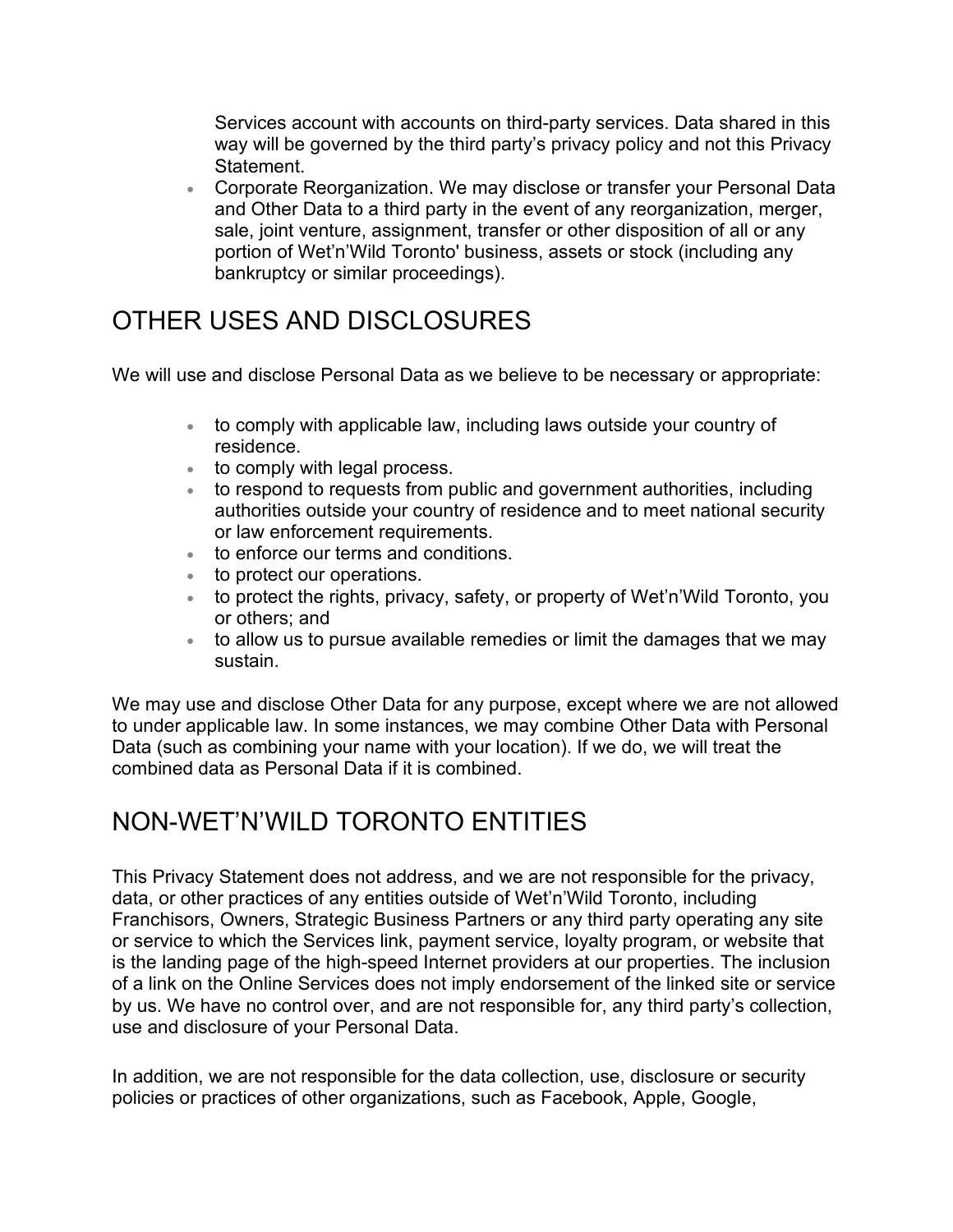Services account with accounts on third-party services. Data shared in this way will be governed by the third party's privacy policy and not this Privacy Statement.
- Corporate Reorganization. We may disclose or transfer your Personal Data and Other Data to a third party in the event of any reorganization, merger, sale, joint venture, assignment, transfer or other disposition of all or any portion of Wet'n'Wild Toronto' business, assets or stock (including any bankruptcy or similar proceedings).

## OTHER USES AND DISCLOSURES

We will use and disclose Personal Data as we believe to be necessary or appropriate:

- to comply with applicable law, including laws outside your country of residence.
- to comply with legal process.
- to respond to requests from public and government authorities, including authorities outside your country of residence and to meet national security or law enforcement requirements.
- to enforce our terms and conditions.
- to protect our operations.
- to protect the rights, privacy, safety, or property of Wet'n'Wild Toronto, you or others; and
- to allow us to pursue available remedies or limit the damages that we may sustain.

We may use and disclose Other Data for any purpose, except where we are not allowed to under applicable law. In some instances, we may combine Other Data with Personal Data (such as combining your name with your location). If we do, we will treat the combined data as Personal Data if it is combined.

## NON-WET'N'WILD TORONTO ENTITIES

This Privacy Statement does not address, and we are not responsible for the privacy, data, or other practices of any entities outside of Wet'n'Wild Toronto, including Franchisors, Owners, Strategic Business Partners or any third party operating any site or service to which the Services link, payment service, loyalty program, or website that is the landing page of the high-speed Internet providers at our properties. The inclusion of a link on the Online Services does not imply endorsement of the linked site or service by us. We have no control over, and are not responsible for, any third party's collection, use and disclosure of your Personal Data.

In addition, we are not responsible for the data collection, use, disclosure or security policies or practices of other organizations, such as Facebook, Apple, Google,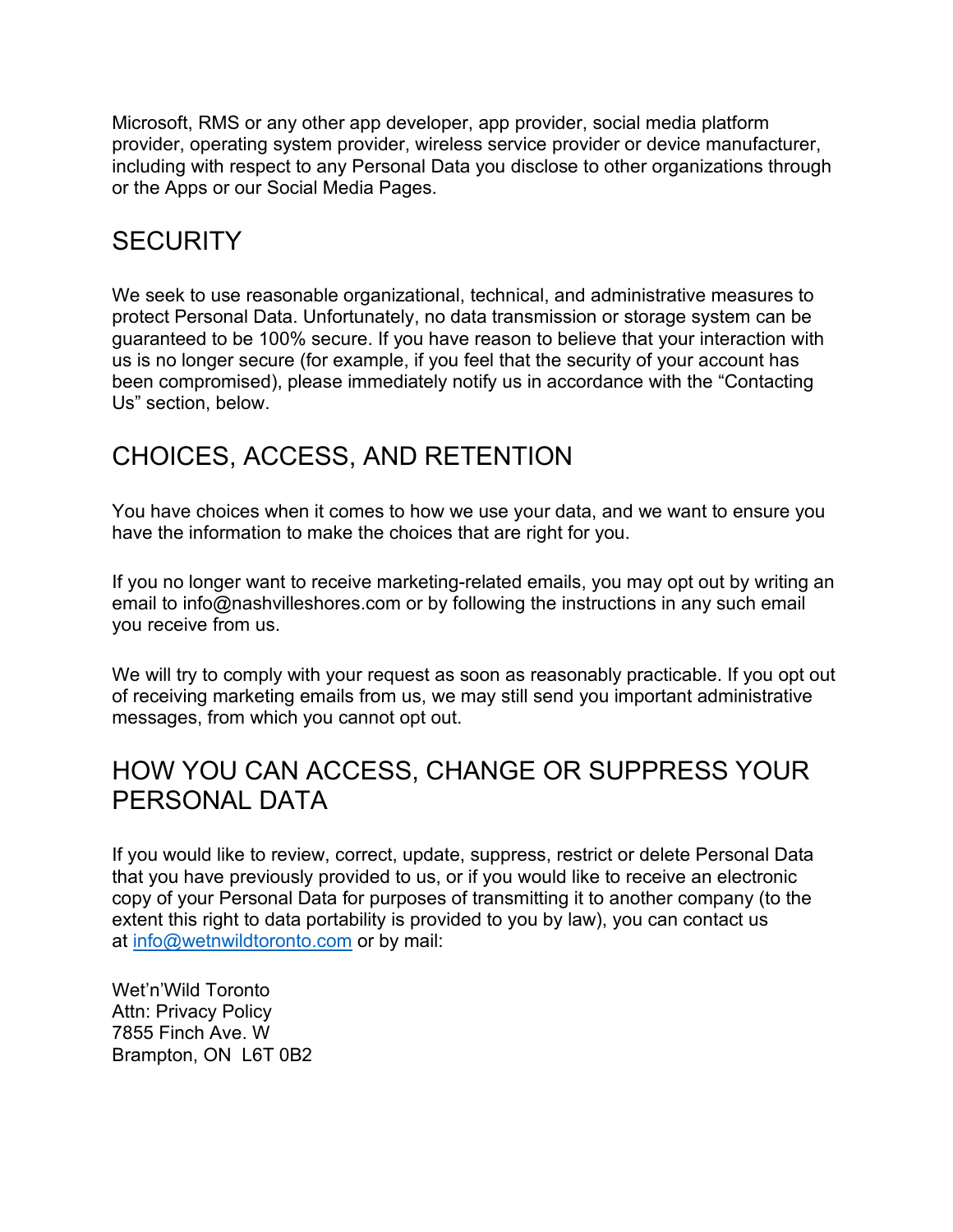Microsoft, RMS or any other app developer, app provider, social media platform provider, operating system provider, wireless service provider or device manufacturer, including with respect to any Personal Data you disclose to other organizations through or the Apps or our Social Media Pages.

## SECURITY

We seek to use reasonable organizational, technical, and administrative measures to protect Personal Data. Unfortunately, no data transmission or storage system can be guaranteed to be 100% secure. If you have reason to believe that your interaction with us is no longer secure (for example, if you feel that the security of your account has been compromised), please immediately notify us in accordance with the "Contacting Us" section, below.

## CHOICES, ACCESS, AND RETENTION

You have choices when it comes to how we use your data, and we want to ensure you have the information to make the choices that are right for you.

If you no longer want to receive marketing-related emails, you may opt out by writing an email to info@nashvilleshores.com or by following the instructions in any such email you receive from us.

We will try to comply with your request as soon as reasonably practicable. If you opt out of receiving marketing emails from us, we may still send you important administrative messages, from which you cannot opt out.

## HOW YOU CAN ACCESS, CHANGE OR SUPPRESS YOUR PERSONAL DATA

If you would like to review, correct, update, suppress, restrict or delete Personal Data that you have previously provided to us, or if you would like to receive an electronic copy of your Personal Data for purposes of transmitting it to another company (to the extent this right to data portability is provided to you by law), you can contact us at info@wetnwildtoronto.com or by mail:

Wet'n'Wild Toronto  
Attn: Privacy Policy  
7855 Finch Ave. W  
Brampton, ON  L6T 0B2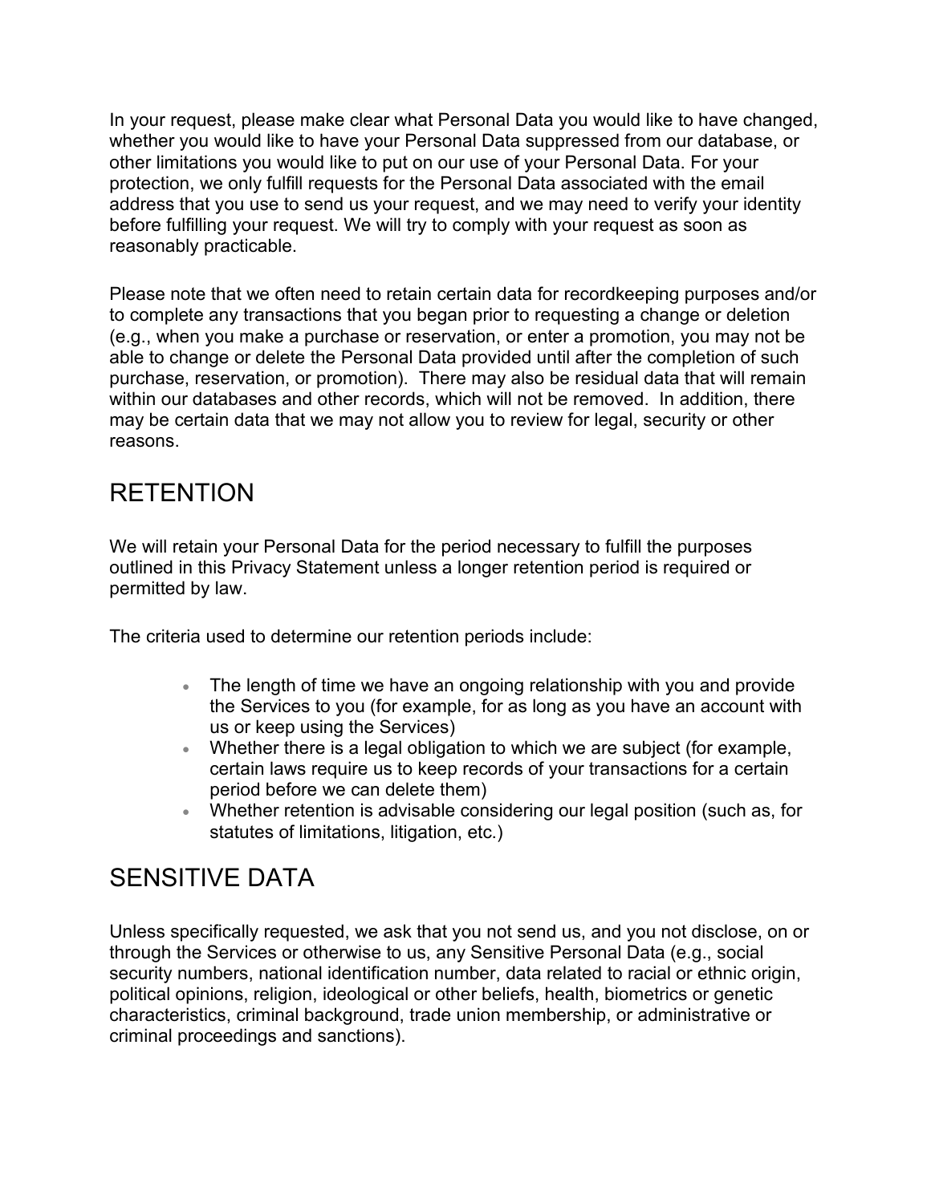In your request, please make clear what Personal Data you would like to have changed, whether you would like to have your Personal Data suppressed from our database, or other limitations you would like to put on our use of your Personal Data. For your protection, we only fulfill requests for the Personal Data associated with the email address that you use to send us your request, and we may need to verify your identity before fulfilling your request. We will try to comply with your request as soon as reasonably practicable.

Please note that we often need to retain certain data for recordkeeping purposes and/or to complete any transactions that you began prior to requesting a change or deletion (e.g., when you make a purchase or reservation, or enter a promotion, you may not be able to change or delete the Personal Data provided until after the completion of such purchase, reservation, or promotion). There may also be residual data that will remain within our databases and other records, which will not be removed. In addition, there may be certain data that we may not allow you to review for legal, security or other reasons.

# RETENTION

We will retain your Personal Data for the period necessary to fulfill the purposes outlined in this Privacy Statement unless a longer retention period is required or permitted by law.

The criteria used to determine our retention periods include:

- The length of time we have an ongoing relationship with you and provide the Services to you (for example, for as long as you have an account with us or keep using the Services)
- Whether there is a legal obligation to which we are subject (for example, certain laws require us to keep records of your transactions for a certain period before we can delete them)
- Whether retention is advisable considering our legal position (such as, for statutes of limitations, litigation, etc.)

# SENSITIVE DATA

Unless specifically requested, we ask that you not send us, and you not disclose, on or through the Services or otherwise to us, any Sensitive Personal Data (e.g., social security numbers, national identification number, data related to racial or ethnic origin, political opinions, religion, ideological or other beliefs, health, biometrics or genetic characteristics, criminal background, trade union membership, or administrative or criminal proceedings and sanctions).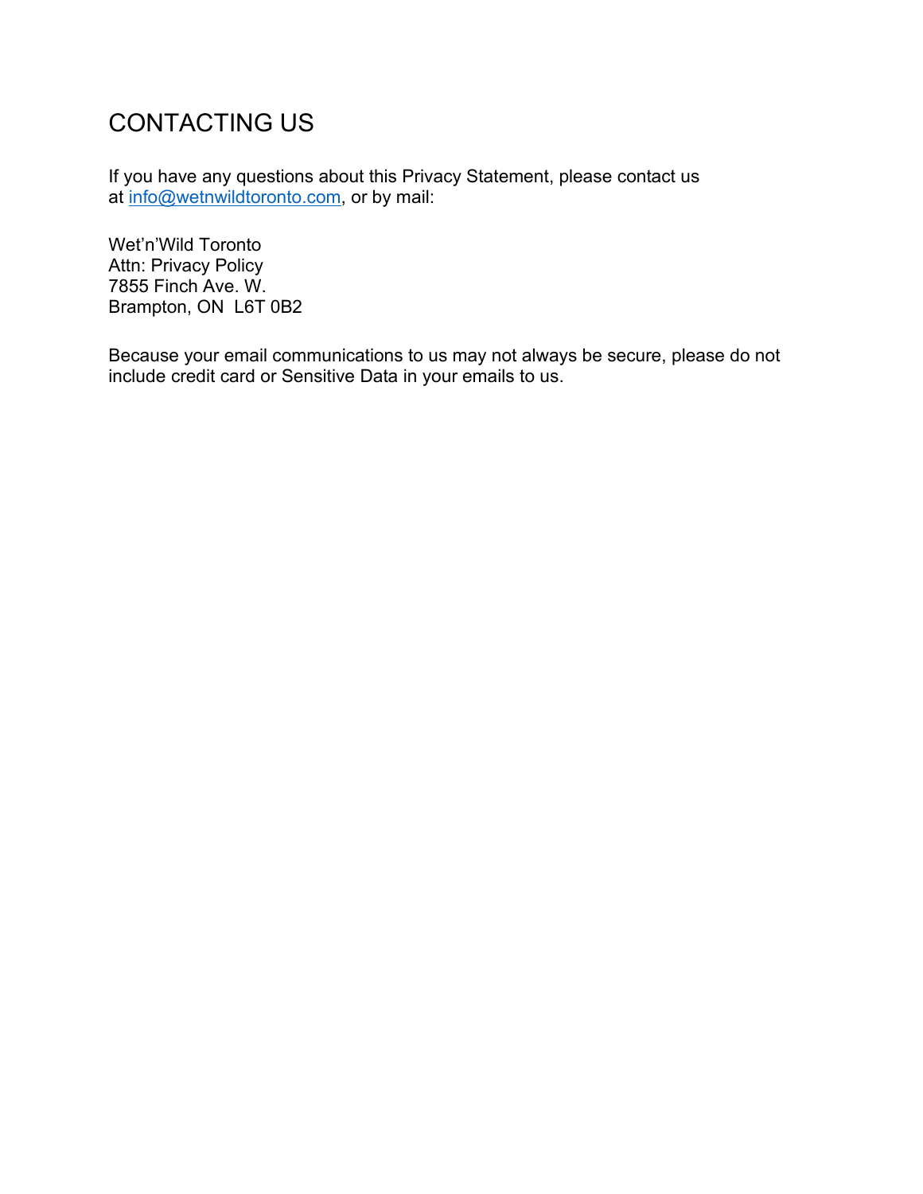## CONTACTING US

If you have any questions about this Privacy Statement, please contact us at info@wetnwildtoronto.com, or by mail:

Wet'n'Wild Toronto
Attn: Privacy Policy
7855 Finch Ave. W.
Brampton, ON  L6T 0B2

Because your email communications to us may not always be secure, please do not include credit card or Sensitive Data in your emails to us.